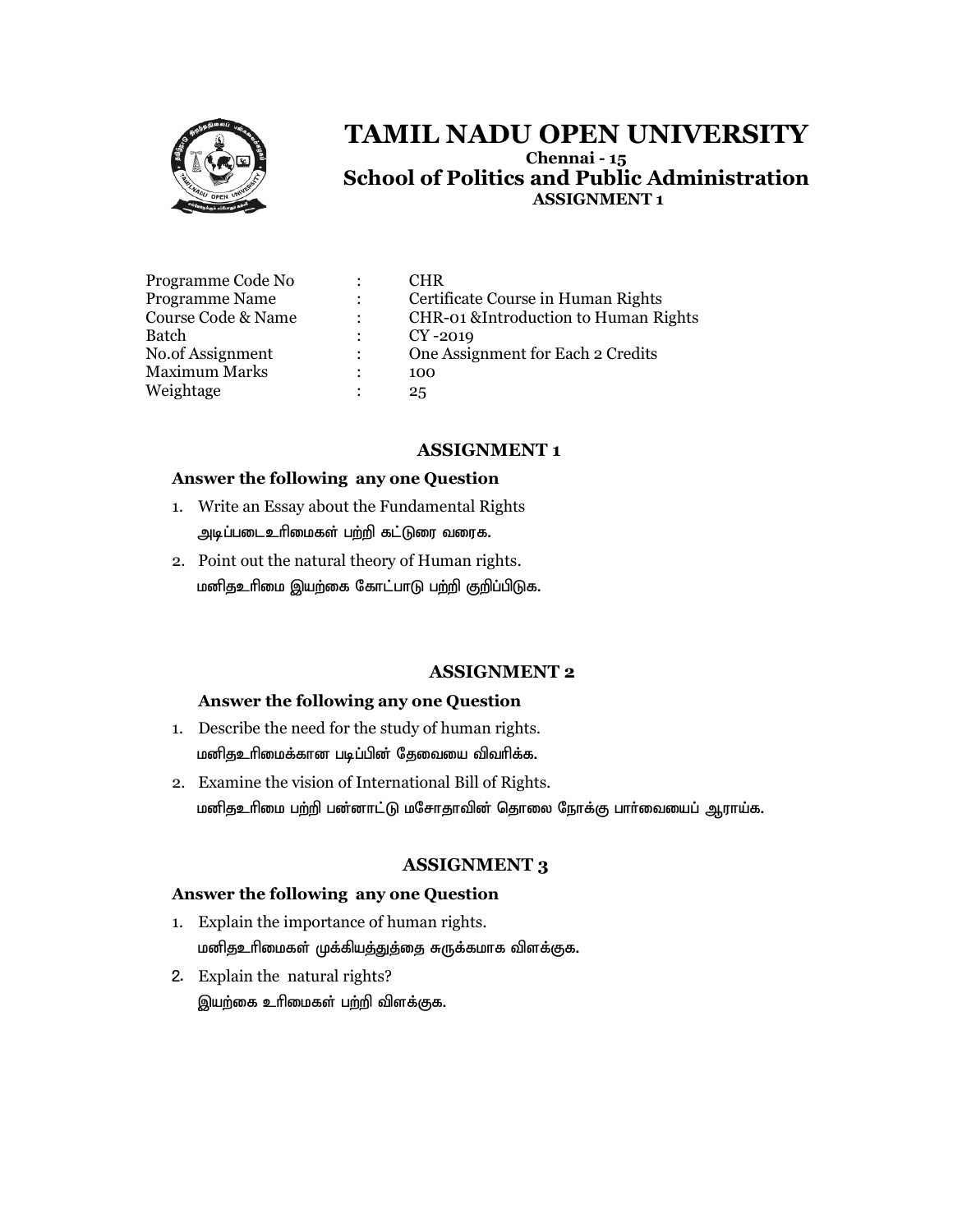# TAMIL NADU OPEN UNIVERSITY

**Chennai - 15**

## School of Politics and Public Administration

**ASSIGNMENT 1**

| | | |
|---|---|---|
| Programme Code No | : | CHR |
| Programme Name | : | Certificate Course in Human Rights |
| Course Code & Name | : | CHR-01 &Introduction to Human Rights |
| Batch | : | CY -2019 |
| No.of Assignment | : | One Assignment for Each 2 Credits |
| Maximum Marks | : | 100 |
| Weightage | : | 25 |

### ASSIGNMENT 1

**Answer the following any one Question**

1. Write an Essay about the Fundamental Rights
   அடிப்படைஉரிமைகள் பற்றி கட்டுரை வரைக.
2. Point out the natural theory of Human rights.
   மனிதஉரிமை இயற்கை கோட்பாடு பற்றி குறிப்பிடுக.

### ASSIGNMENT 2

**Answer the following any one Question**

1. Describe the need for the study of human rights.
   மனிதஉரிமைக்கான படிப்பின் தேவையை விவரிக்க.
2. Examine the vision of International Bill of Rights.
   மனிதஉரிமை பற்றி பன்னாட்டு மசோதாவின் தொலை நோக்கு பார்வையைப் ஆராய்க.

### ASSIGNMENT 3

**Answer the following any one Question**

1. Explain the importance of human rights.
   மனிதஉரிமைகள் முக்கியத்துத்தை சுருக்கமாக விளக்குக.
2. Explain the natural rights?
   இயற்கை உரிமைகள் பற்றி விளக்குக.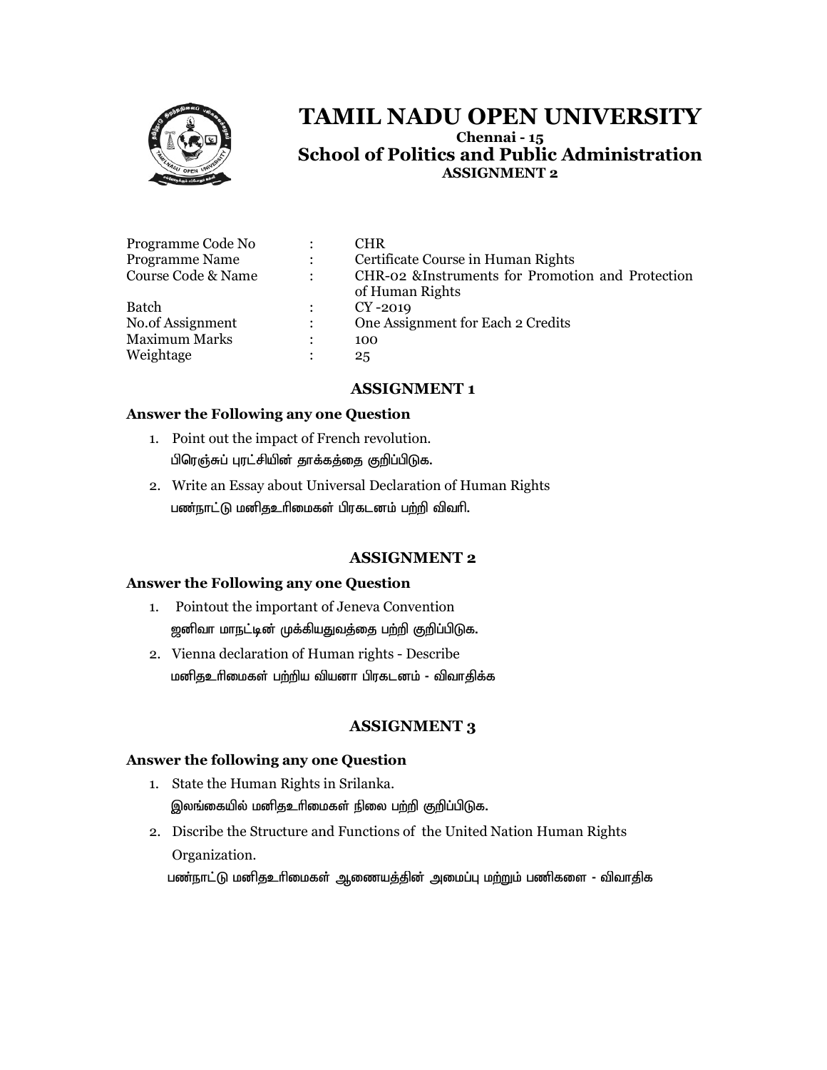# TAMIL NADU OPEN UNIVERSITY

**Chennai - 15**

## School of Politics and Public Administration

**ASSIGNMENT 2**

| | | |
|---|---|---|
| Programme Code No | : | CHR |
| Programme Name | : | Certificate Course in Human Rights |
| Course Code & Name | : | CHR-02 &Instruments for Promotion and Protection of Human Rights |
| Batch | : | CY -2019 |
| No.of Assignment | : | One Assignment for Each 2 Credits |
| Maximum Marks | : | 100 |
| Weightage | : | 25 |

### ASSIGNMENT 1

**Answer the Following any one Question**

1. Point out the impact of French revolution.
   பிரெஞ்சுப் புரட்சியின் தாக்கத்தை குறிப்பிடுக.
2. Write an Essay about Universal Declaration of Human Rights
   பண்நாட்டு மனிதஉரிமைகள் பிரகடனம் பற்றி விவரி.

### ASSIGNMENT 2

**Answer the Following any one Question**

1. Pointout the important of Jeneva Convention
   ஜனிவா மாநட்டின் முக்கியதுவத்தை பற்றி குறிப்பிடுக.
2. Vienna declaration of Human rights - Describe
   மனிதஉரிமைகள் பற்றிய வியனா பிரகடனம் - விவாதிக்க

### ASSIGNMENT 3

**Answer the following any one Question**

1. State the Human Rights in Srilanka.
   இலங்கையில் மனிதஉரிமைகள் நிலை பற்றி குறிப்பிடுக.
2. Discribe the Structure and Functions of the United Nation Human Rights Organization.
   பண்நாட்டு மனிதஉரிமைகள் ஆணையத்தின் அமைப்பு மற்றும் பணிகளை - விவாதிக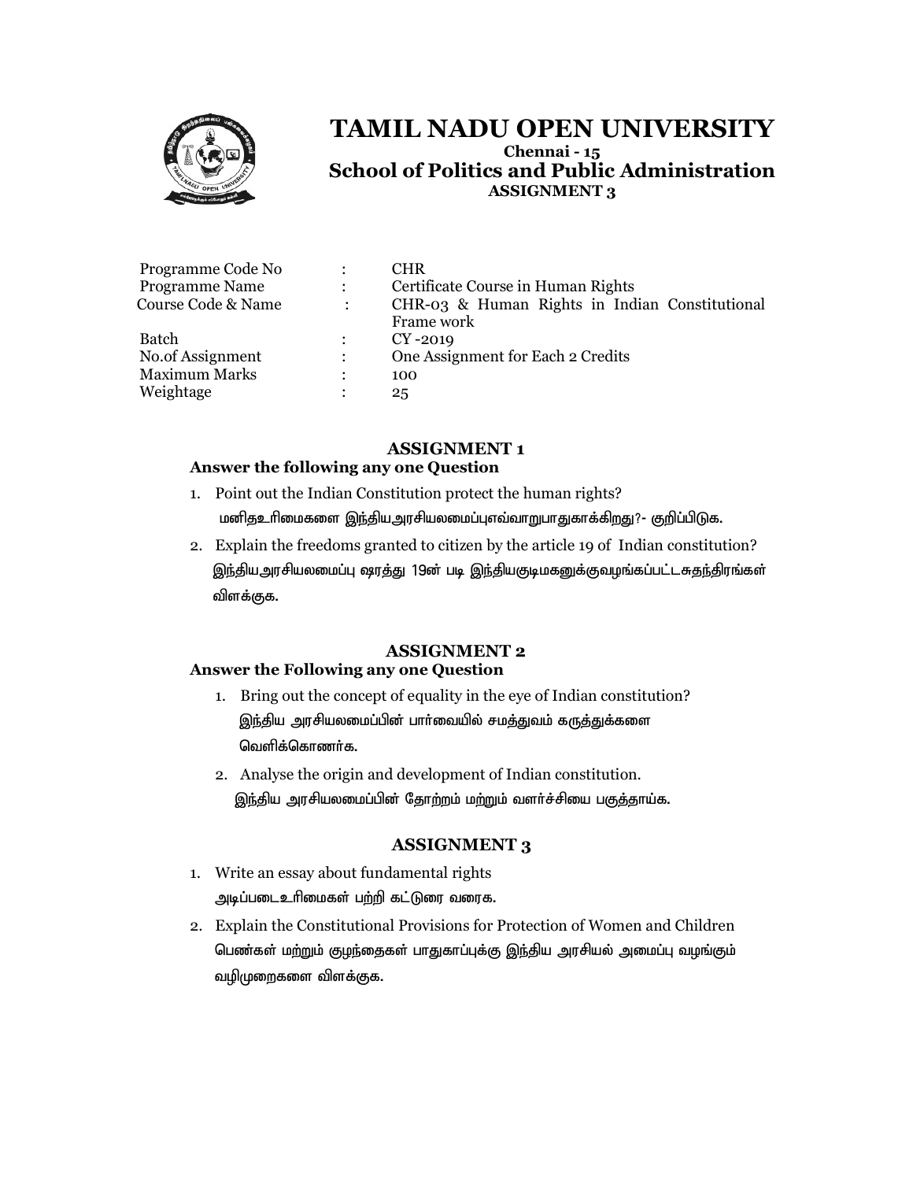# TAMIL NADU OPEN UNIVERSITY

**Chennai - 15**

## School of Politics and Public Administration

**ASSIGNMENT 3**

| | | |
|---|---|---|
| Programme Code No | : | CHR |
| Programme Name | : | Certificate Course in Human Rights |
| Course Code & Name | : | CHR-03 & Human Rights in Indian Constitutional Frame work |
| Batch | : | CY -2019 |
| No.of Assignment | : | One Assignment for Each 2 Credits |
| Maximum Marks | : | 100 |
| Weightage | : | 25 |

### ASSIGNMENT 1

**Answer the following any one Question**

1. Point out the Indian Constitution protect the human rights?
   மனிதஉரிமைகளை இந்தியஅரசியலமைப்புஎவ்வாறுபாதுகாக்கிறது?- குறிப்பிடுக.
2. Explain the freedoms granted to citizen by the article 19 of Indian constitution?
   இந்தியஅரசியலமைப்பு ஷரத்து 19ன் படி இந்தியகுடிமகனுக்குவழங்கப்பட்டசுதந்திரங்கள் விளக்குக.

### ASSIGNMENT 2

**Answer the Following any one Question**

1. Bring out the concept of equality in the eye of Indian constitution?
   இந்திய அரசியலமைப்பின் பார்வையில் சமத்துவம் கருத்துக்களை வெளிக்கொணர்க.
2. Analyse the origin and development of Indian constitution.
   இந்திய அரசியலமைப்பின் தோற்றம் மற்றும் வளர்ச்சியை பகுத்தாய்க.

### ASSIGNMENT 3

1. Write an essay about fundamental rights
   அடிப்படைஉரிமைகள் பற்றி கட்டுரை வரைக.
2. Explain the Constitutional Provisions for Protection of Women and Children
   பெண்கள் மற்றும் குழந்தைகள் பாதுகாப்புக்கு இந்திய அரசியல் அமைப்பு வழங்கும் வழிமுறைகளை விளக்குக.